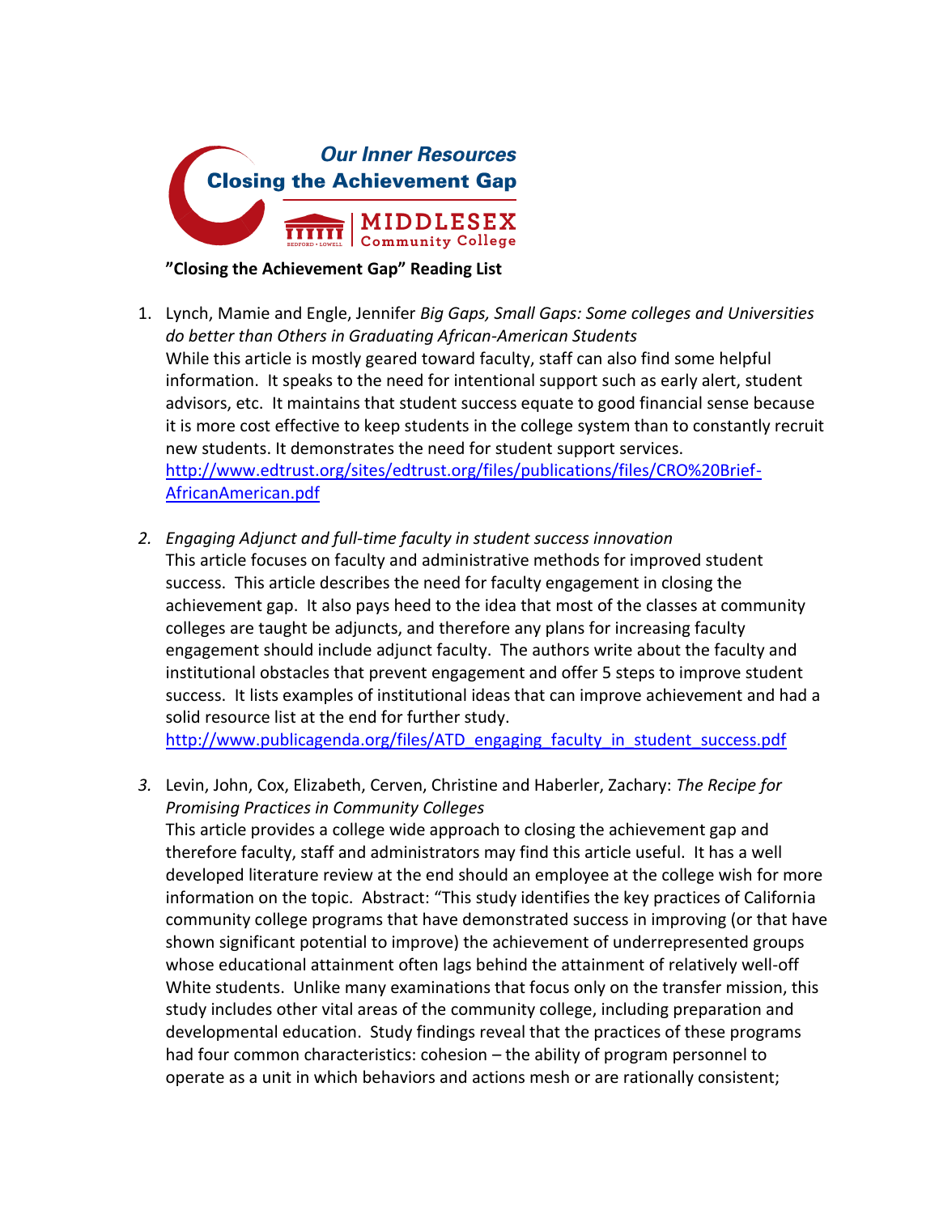Our Inner Resources
Closing the Achievement Gap

MIDDLESEX Community College

BEDFORD • LOWELL

**"Closing the Achievement Gap" Reading List**

1. Lynch, Mamie and Engle, Jennifer *Big Gaps, Small Gaps: Some colleges and Universities do better than Others in Graduating African-American Students*
   While this article is mostly geared toward faculty, staff can also find some helpful information. It speaks to the need for intentional support such as early alert, student advisors, etc. It maintains that student success equate to good financial sense because it is more cost effective to keep students in the college system than to constantly recruit new students. It demonstrates the need for student support services.
   http://www.edtrust.org/sites/edtrust.org/files/publications/files/CRO%20Brief-AfricanAmerican.pdf

2. *Engaging Adjunct and full-time faculty in student success innovation*
   This article focuses on faculty and administrative methods for improved student success. This article describes the need for faculty engagement in closing the achievement gap. It also pays heed to the idea that most of the classes at community colleges are taught be adjuncts, and therefore any plans for increasing faculty engagement should include adjunct faculty. The authors write about the faculty and institutional obstacles that prevent engagement and offer 5 steps to improve student success. It lists examples of institutional ideas that can improve achievement and had a solid resource list at the end for further study.
   http://www.publicagenda.org/files/ATD_engaging_faculty_in_student_success.pdf

3. Levin, John, Cox, Elizabeth, Cerven, Christine and Haberler, Zachary: *The Recipe for Promising Practices in Community Colleges*
   This article provides a college wide approach to closing the achievement gap and therefore faculty, staff and administrators may find this article useful. It has a well developed literature review at the end should an employee at the college wish for more information on the topic. Abstract: "This study identifies the key practices of California community college programs that have demonstrated success in improving (or that have shown significant potential to improve) the achievement of underrepresented groups whose educational attainment often lags behind the attainment of relatively well-off White students. Unlike many examinations that focus only on the transfer mission, this study includes other vital areas of the community college, including preparation and developmental education. Study findings reveal that the practices of these programs had four common characteristics: cohesion – the ability of program personnel to operate as a unit in which behaviors and actions mesh or are rationally consistent;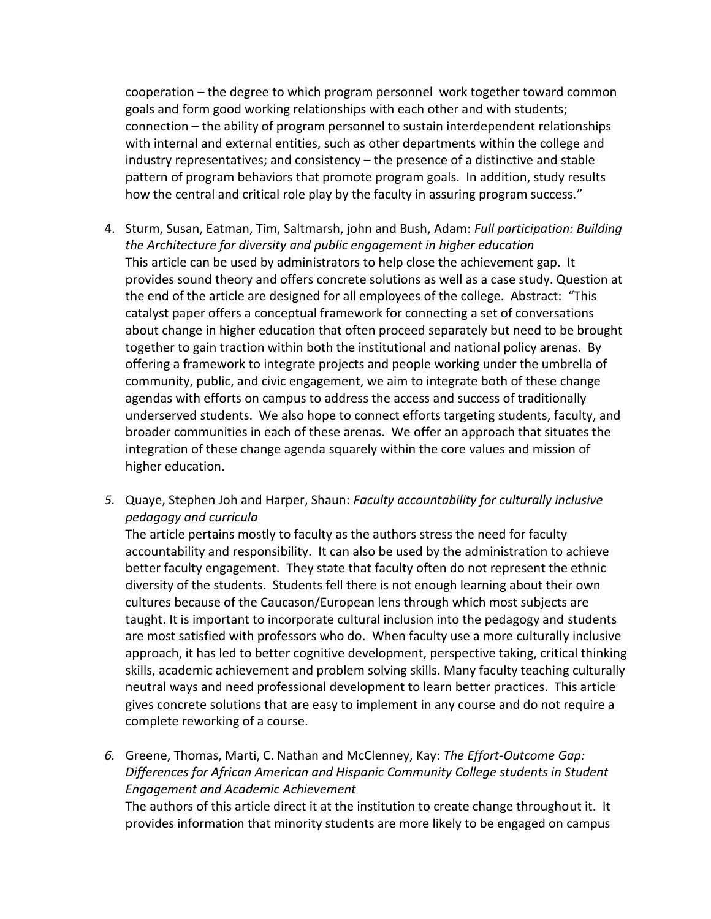cooperation – the degree to which program personnel work together toward common goals and form good working relationships with each other and with students; connection – the ability of program personnel to sustain interdependent relationships with internal and external entities, such as other departments within the college and industry representatives; and consistency – the presence of a distinctive and stable pattern of program behaviors that promote program goals. In addition, study results how the central and critical role play by the faculty in assuring program success."

4. Sturm, Susan, Eatman, Tim, Saltmarsh, john and Bush, Adam: *Full participation: Building the Architecture for diversity and public engagement in higher education*
   This article can be used by administrators to help close the achievement gap. It provides sound theory and offers concrete solutions as well as a case study. Question at the end of the article are designed for all employees of the college. Abstract: "This catalyst paper offers a conceptual framework for connecting a set of conversations about change in higher education that often proceed separately but need to be brought together to gain traction within both the institutional and national policy arenas. By offering a framework to integrate projects and people working under the umbrella of community, public, and civic engagement, we aim to integrate both of these change agendas with efforts on campus to address the access and success of traditionally underserved students. We also hope to connect efforts targeting students, faculty, and broader communities in each of these arenas. We offer an approach that situates the integration of these change agenda squarely within the core values and mission of higher education.

5. Quaye, Stephen Joh and Harper, Shaun: *Faculty accountability for culturally inclusive pedagogy and curricula*
   The article pertains mostly to faculty as the authors stress the need for faculty accountability and responsibility. It can also be used by the administration to achieve better faculty engagement. They state that faculty often do not represent the ethnic diversity of the students. Students fell there is not enough learning about their own cultures because of the Caucason/European lens through which most subjects are taught. It is important to incorporate cultural inclusion into the pedagogy and students are most satisfied with professors who do. When faculty use a more culturally inclusive approach, it has led to better cognitive development, perspective taking, critical thinking skills, academic achievement and problem solving skills. Many faculty teaching culturally neutral ways and need professional development to learn better practices. This article gives concrete solutions that are easy to implement in any course and do not require a complete reworking of a course.

6. Greene, Thomas, Marti, C. Nathan and McClenney, Kay: *The Effort-Outcome Gap: Differences for African American and Hispanic Community College students in Student Engagement and Academic Achievement*
   The authors of this article direct it at the institution to create change throughout it. It provides information that minority students are more likely to be engaged on campus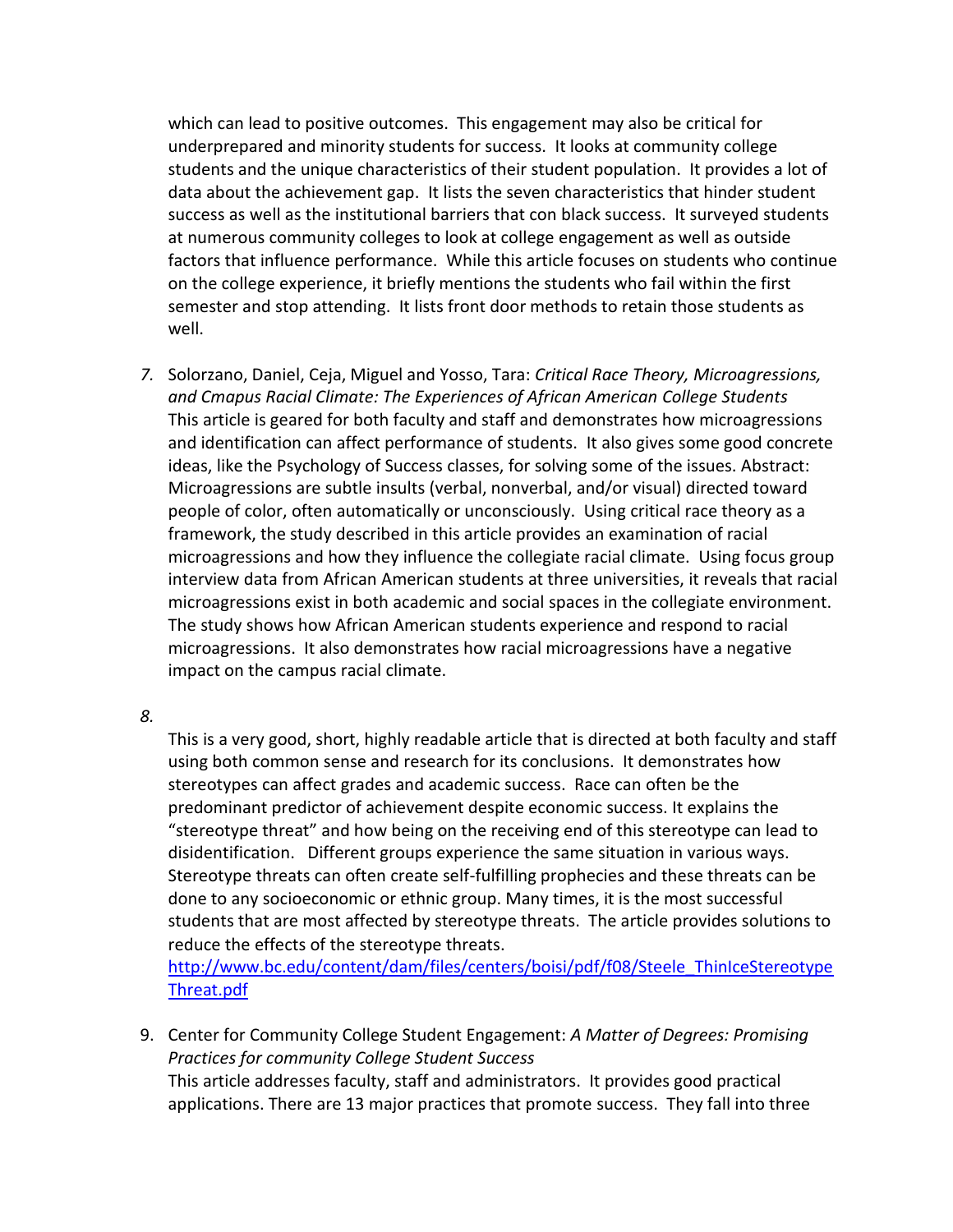which can lead to positive outcomes. This engagement may also be critical for underprepared and minority students for success. It looks at community college students and the unique characteristics of their student population. It provides a lot of data about the achievement gap. It lists the seven characteristics that hinder student success as well as the institutional barriers that con black success. It surveyed students at numerous community colleges to look at college engagement as well as outside factors that influence performance. While this article focuses on students who continue on the college experience, it briefly mentions the students who fail within the first semester and stop attending. It lists front door methods to retain those students as well.

7. Solorzano, Daniel, Ceja, Miguel and Yosso, Tara: *Critical Race Theory, Microagressions, and Cmapus Racial Climate: The Experiences of African American College Students*
   This article is geared for both faculty and staff and demonstrates how microagressions and identification can affect performance of students. It also gives some good concrete ideas, like the Psychology of Success classes, for solving some of the issues. Abstract: Microagressions are subtle insults (verbal, nonverbal, and/or visual) directed toward people of color, often automatically or unconsciously. Using critical race theory as a framework, the study described in this article provides an examination of racial microagressions and how they influence the collegiate racial climate. Using focus group interview data from African American students at three universities, it reveals that racial microagressions exist in both academic and social spaces in the collegiate environment. The study shows how African American students experience and respond to racial microagressions. It also demonstrates how racial microagressions have a negative impact on the campus racial climate.

8.
   This is a very good, short, highly readable article that is directed at both faculty and staff using both common sense and research for its conclusions. It demonstrates how stereotypes can affect grades and academic success. Race can often be the predominant predictor of achievement despite economic success. It explains the "stereotype threat" and how being on the receiving end of this stereotype can lead to disidentification. Different groups experience the same situation in various ways. Stereotype threats can often create self-fulfilling prophecies and these threats can be done to any socioeconomic or ethnic group. Many times, it is the most successful students that are most affected by stereotype threats. The article provides solutions to reduce the effects of the stereotype threats.
   http://www.bc.edu/content/dam/files/centers/boisi/pdf/f08/Steele_ThinIceStereotypeThreat.pdf

9. Center for Community College Student Engagement: *A Matter of Degrees: Promising Practices for community College Student Success*
   This article addresses faculty, staff and administrators. It provides good practical applications. There are 13 major practices that promote success. They fall into three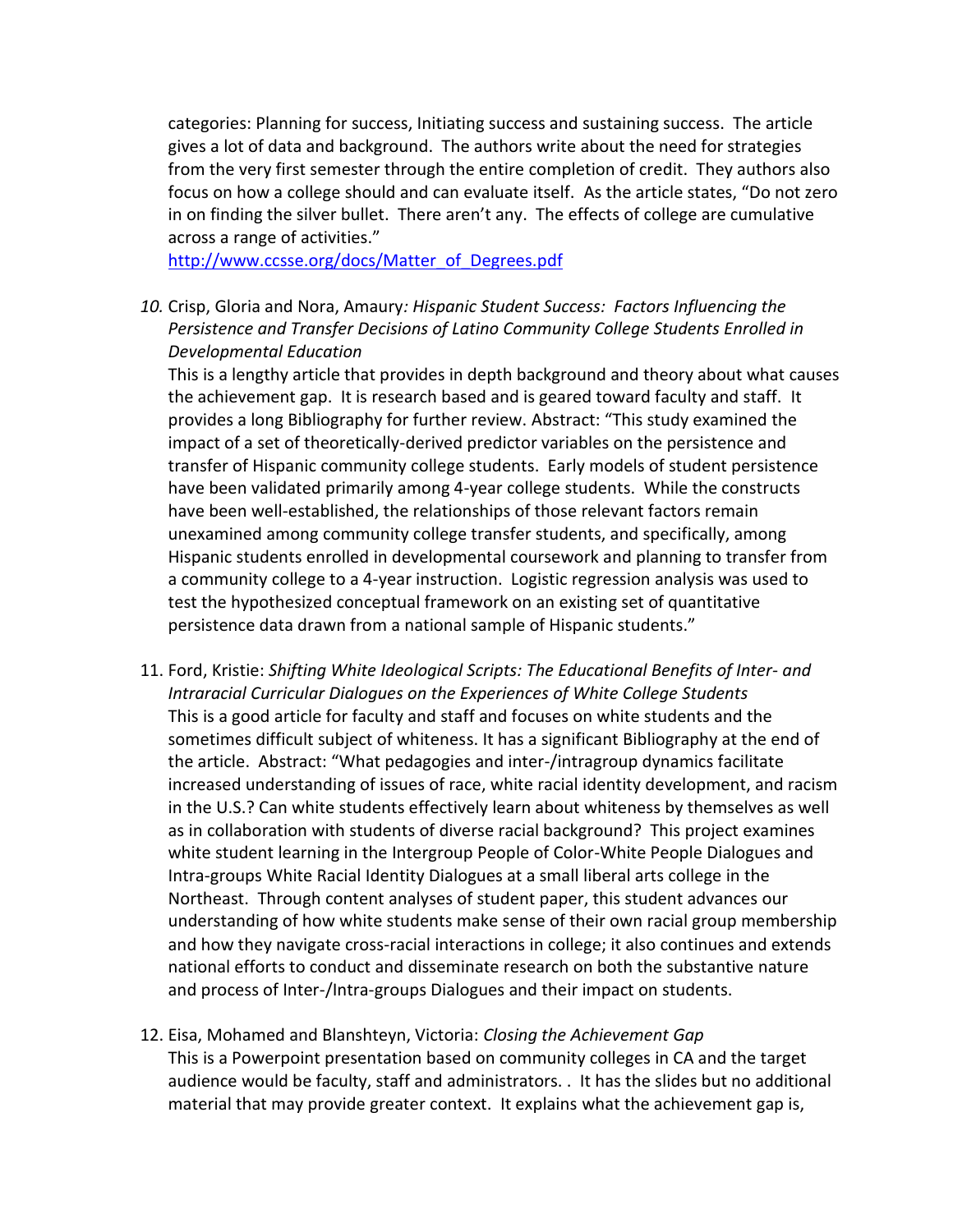categories: Planning for success, Initiating success and sustaining success. The article gives a lot of data and background. The authors write about the need for strategies from the very first semester through the entire completion of credit. They authors also focus on how a college should and can evaluate itself. As the article states, "Do not zero in on finding the silver bullet. There aren't any. The effects of college are cumulative across a range of activities."
[http://www.ccsse.org/docs/Matter_of_Degrees.pdf](http://www.ccsse.org/docs/Matter_of_Degrees.pdf)

10. Crisp, Gloria and Nora, Amaury*: Hispanic Student Success: Factors Influencing the Persistence and Transfer Decisions of Latino Community College Students Enrolled in Developmental Education*
    This is a lengthy article that provides in depth background and theory about what causes the achievement gap. It is research based and is geared toward faculty and staff. It provides a long Bibliography for further review. Abstract: "This study examined the impact of a set of theoretically-derived predictor variables on the persistence and transfer of Hispanic community college students. Early models of student persistence have been validated primarily among 4-year college students. While the constructs have been well-established, the relationships of those relevant factors remain unexamined among community college transfer students, and specifically, among Hispanic students enrolled in developmental coursework and planning to transfer from a community college to a 4-year instruction. Logistic regression analysis was used to test the hypothesized conceptual framework on an existing set of quantitative persistence data drawn from a national sample of Hispanic students."

11. Ford, Kristie: *Shifting White Ideological Scripts: The Educational Benefits of Inter- and Intraracial Curricular Dialogues on the Experiences of White College Students*
    This is a good article for faculty and staff and focuses on white students and the sometimes difficult subject of whiteness. It has a significant Bibliography at the end of the article. Abstract: "What pedagogies and inter-/intragroup dynamics facilitate increased understanding of issues of race, white racial identity development, and racism in the U.S.? Can white students effectively learn about whiteness by themselves as well as in collaboration with students of diverse racial background? This project examines white student learning in the Intergroup People of Color-White People Dialogues and Intra-groups White Racial Identity Dialogues at a small liberal arts college in the Northeast. Through content analyses of student paper, this student advances our understanding of how white students make sense of their own racial group membership and how they navigate cross-racial interactions in college; it also continues and extends national efforts to conduct and disseminate research on both the substantive nature and process of Inter-/Intra-groups Dialogues and their impact on students.

12. Eisa, Mohamed and Blanshteyn, Victoria: *Closing the Achievement Gap*
    This is a Powerpoint presentation based on community colleges in CA and the target audience would be faculty, staff and administrators. . It has the slides but no additional material that may provide greater context. It explains what the achievement gap is,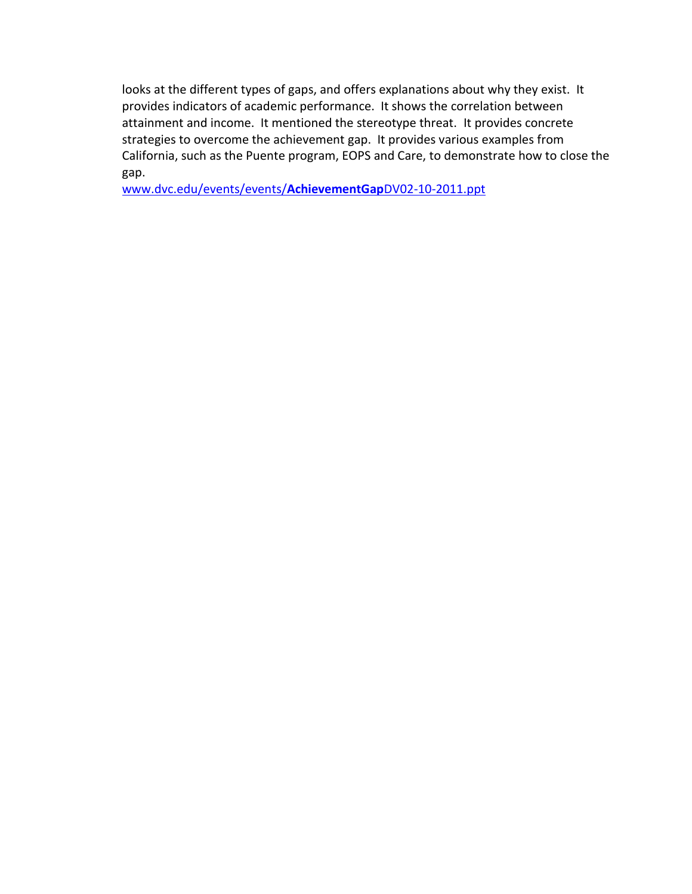looks at the different types of gaps, and offers explanations about why they exist. It provides indicators of academic performance. It shows the correlation between attainment and income. It mentioned the stereotype threat. It provides concrete strategies to overcome the achievement gap. It provides various examples from California, such as the Puente program, EOPS and Care, to demonstrate how to close the gap.

www.dvc.edu/events/events/**AchievementGap**DV02-10-2011.ppt